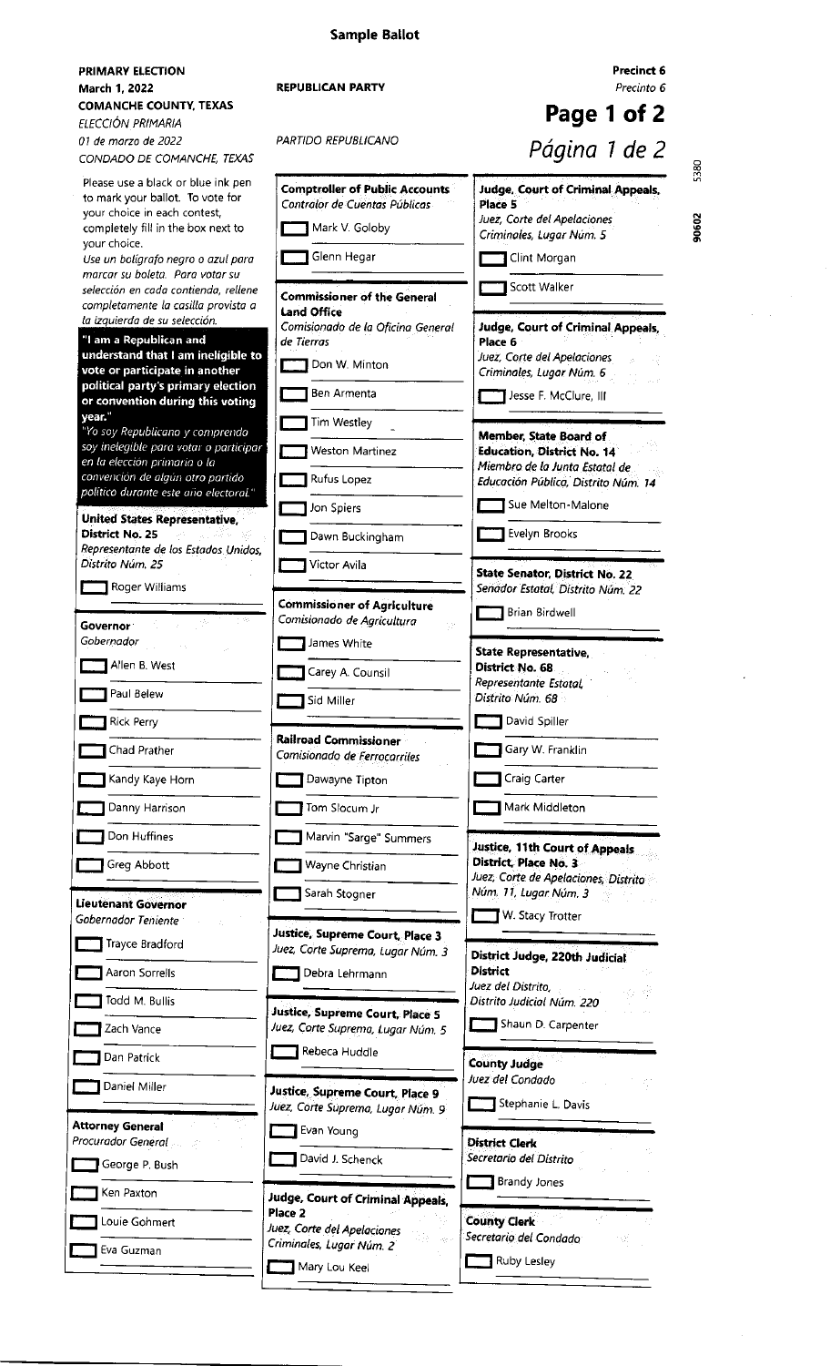**Sample Ballot**

**PRIMARY ELECTION**
**March 1, 2022**
**COMANCHE COUNTY, TEXAS**
*ELECCIÓN PRIMARIA*
*01 de marzo de 2022*
*CONDADO DE COMANCHE, TEXAS*

**REPUBLICAN PARTY**
*PARTIDO REPUBLICANO*

**Precinct 6**
*Precinto 6*

**Page 1 of 2**
*Página 1 de 2*

5380
90602

Please use a black or blue ink pen to mark your ballot. To vote for your choice in each contest, completely fill in the box next to your choice.
*Use un bolígrafo negro o azul para marcar su boleta. Para votar su selección en cada contienda, rellene completamente la casilla provista a la izquierda de su selección.*

**"I am a Republican and understand that I am ineligible to vote or participate in another political party's primary election or convention during this voting year."**
*"Yo soy Republicano y comprendo soy inelegible para votar o participar en la eleccion primaria o la convención de algún otro partido político durante este año electoral."*

**United States Representative, District No. 25**
*Representante de los Estados Unidos, Distrito Núm. 25*
- [ ] Roger Williams

**Governor**
*Gobernador*
- [ ] Allen B. West
- [ ] Paul Belew
- [ ] Rick Perry
- [ ] Chad Prather
- [ ] Kandy Kaye Horn
- [ ] Danny Harrison
- [ ] Don Huffines
- [ ] Greg Abbott

**Lieutenant Governor**
*Gobernador Teniente*
- [ ] Trayce Bradford
- [ ] Aaron Sorrells
- [ ] Todd M. Bullis
- [ ] Zach Vance
- [ ] Dan Patrick
- [ ] Daniel Miller

**Attorney General**
*Procurador General*
- [ ] George P. Bush
- [ ] Ken Paxton
- [ ] Louie Gohmert
- [ ] Eva Guzman

**Comptroller of Public Accounts**
*Contralor de Cuentas Públicas*
- [ ] Mark V. Goloby
- [ ] Glenn Hegar

**Commissioner of the General Land Office**
*Comisionado de la Oficina General de Tierras*
- [ ] Don W. Minton
- [ ] Ben Armenta
- [ ] Tim Westley
- [ ] Weston Martinez
- [ ] Rufus Lopez
- [ ] Jon Spiers
- [ ] Dawn Buckingham
- [ ] Victor Avila

**Commissioner of Agriculture**
*Comisionado de Agricultura*
- [ ] James White
- [ ] Carey A. Counsil
- [ ] Sid Miller

**Railroad Commissioner**
*Comisionado de Ferrocarriles*
- [ ] Dawayne Tipton
- [ ] Tom Slocum Jr
- [ ] Marvin "Sarge" Summers
- [ ] Wayne Christian
- [ ] Sarah Stogner

**Justice, Supreme Court, Place 3**
*Juez, Corte Suprema, Lugar Núm. 3*
- [ ] Debra Lehrmann

**Justice, Supreme Court, Place 5**
*Juez, Corte Suprema, Lugar Núm. 5*
- [ ] Rebeca Huddle

**Justice, Supreme Court, Place 9**
*Juez, Corte Suprema, Lugar Núm. 9*
- [ ] Evan Young
- [ ] David J. Schenck

**Judge, Court of Criminal Appeals, Place 2**
*Juez, Corte del Apelaciones Criminales, Lugar Núm. 2*
- [ ] Mary Lou Keel

**Judge, Court of Criminal Appeals, Place 5**
*Juez, Corte del Apelaciones Criminales, Lugar Núm. 5*
- [ ] Clint Morgan
- [ ] Scott Walker

**Judge, Court of Criminal Appeals, Place 6**
*Juez, Corte del Apelaciones Criminales, Lugar Núm. 6*
- [ ] Jesse F. McClure, III

**Member, State Board of Education, District No. 14**
*Miembro de la Junta Estatal de Educación Pública, Distrito Núm. 14*
- [ ] Sue Melton-Malone
- [ ] Evelyn Brooks

**State Senator, District No. 22**
*Senador Estatal, Distrito Núm. 22*
- [ ] Brian Birdwell

**State Representative, District No. 68**
*Representante Estatal, Distrito Núm. 68*
- [ ] David Spiller
- [ ] Gary W. Franklin
- [ ] Craig Carter
- [ ] Mark Middleton

**Justice, 11th Court of Appeals District, Place No. 3**
*Juez, Corte de Apelaciones, Distrito Núm. 11, Lugar Núm. 3*
- [ ] W. Stacy Trotter

**District Judge, 220th Judicial District**
*Juez del Distrito, Distrito Judicial Núm. 220*
- [ ] Shaun D. Carpenter

**County Judge**
*Juez del Condado*
- [ ] Stephanie L. Davis

**District Clerk**
*Secretario del Distrito*
- [ ] Brandy Jones

**County Clerk**
*Secretario del Condado*
- [ ] Ruby Lesley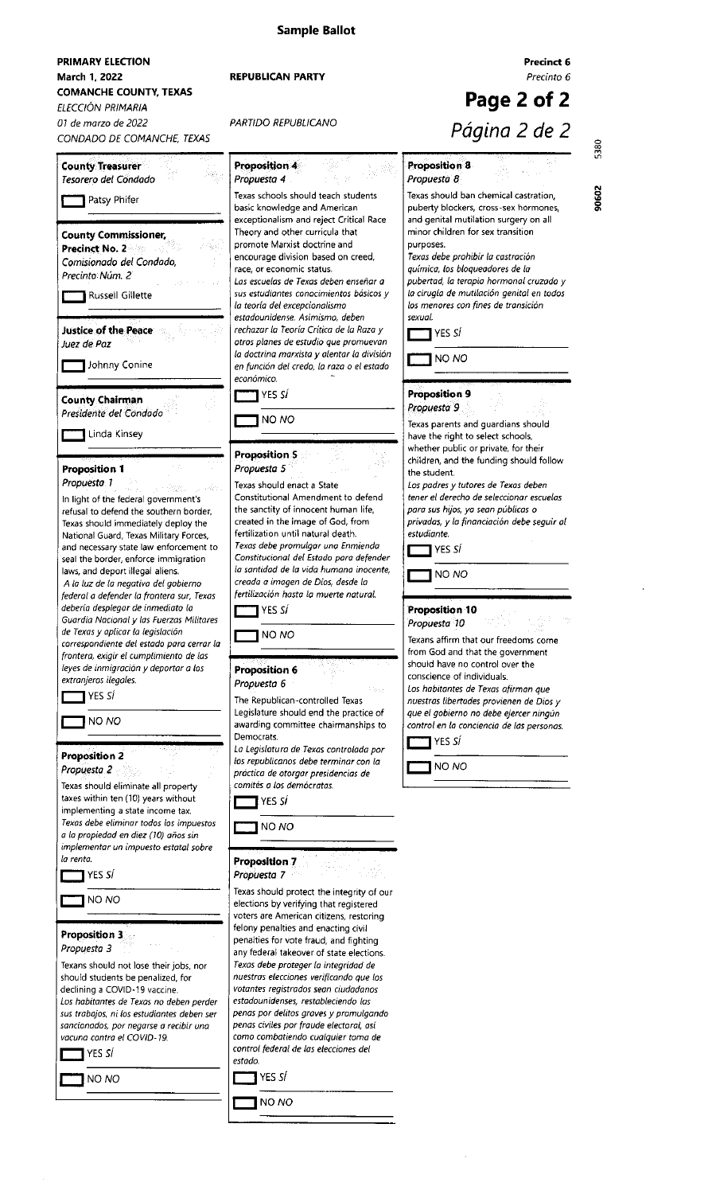**Sample Ballot**

**PRIMARY ELECTION**
**March 1, 2022**
**COMANCHE COUNTY, TEXAS**
*ELECCIÓN PRIMARIA*
*01 de marzo de 2022*
*CONDADO DE COMANCHE, TEXAS*

**REPUBLICAN PARTY**
*PARTIDO REPUBLICANO*

**Precinct 6**
*Precinto 6*

5380

90602

## County Treasurer
*Tesorero del Condado*

☐ Patsy Phifer

## County Commissioner, Precinct No. 2
*Comisionado del Condado, Precinto Núm. 2*

☐ Russell Gillette

## Justice of the Peace
*Juez de Paz*

☐ Johnny Conine

## County Chairman
*Presidente del Condado*

☐ Linda Kinsey

## Proposition 1
*Propuesta 1*

In light of the federal government's refusal to defend the southern border, Texas should immediately deploy the National Guard, Texas Military Forces, and necessary state law enforcement to seal the border, enforce immigration laws, and deport illegal aliens.

*A la luz de la negativa del gobierno federal a defender la frontera sur, Texas debería desplegar de inmediato la Guardia Nacional y las Fuerzas Militares de Texas y aplicar la legislación correspondiente del estado para cerrar la frontera, exigir el cumplimiento de las leyes de inmigración y deportar a los extranjeros ilegales.*

☐ YES *SÍ*

☐ NO *NO*

## Proposition 2
*Propuesta 2*

Texas should eliminate all property taxes within ten (10) years without implementing a state income tax.

*Texas debe eliminar todos los impuestos a la propiedad en diez (10) años sin implementar un impuesto estatal sobre la renta.*

☐ YES *SÍ*

☐ NO *NO*

## Proposition 3
*Propuesta 3*

Texans should not lose their jobs, nor should students be penalized, for declining a COVID-19 vaccine.

*Los habitantes de Texas no deben perder sus trabajos, ni los estudiantes deben ser sancionados, por negarse a recibir una vacuna contra el COVID-19.*

☐ YES *SÍ*

☐ NO *NO*

## Proposition 4
*Propuesta 4*

Texas schools should teach students basic knowledge and American exceptionalism and reject Critical Race Theory and other curricula that promote Marxist doctrine and encourage division based on creed, race, or economic status.

*Las escuelas de Texas deben enseñar a sus estudiantes conocimientos básicos y la teoría del excepcionalismo estadounidense. Asimismo, deben rechazar la Teoría Crítica de la Raza y otros planes de estudio que promuevan la doctrina marxista y alentar la división en función del credo, la raza o el estado económico.*

☐ YES *SÍ*

☐ NO *NO*

## Proposition 5
*Propuesta 5*

Texas should enact a State Constitutional Amendment to defend the sanctity of innocent human life, created in the image of God, from fertilization until natural death.

*Texas debe promulgar una Enmienda Constitucional del Estado para defender la santidad de la vida humana inocente, creada a imagen de Dios, desde la fertilización hasta la muerte natural.*

☐ YES *SÍ*

☐ NO *NO*

## Proposition 6
*Propuesta 6*

The Republican-controlled Texas Legislature should end the practice of awarding committee chairmanships to Democrats.

*La Legislatura de Texas controlada por los republicanos debe terminar con la práctica de otorgar presidencias de comités a los demócratas.*

☐ YES *SÍ*

☐ NO *NO*

## Proposition 7
*Propuesta 7*

Texas should protect the integrity of our elections by verifying that registered voters are American citizens, restoring felony penalties and enacting civil penalties for vote fraud, and fighting any federal takeover of state elections.

*Texas debe proteger la integridad de nuestras elecciones verificando que los votantes registrados sean ciudadanos estadounidenses, restableciendo las penas por delitos graves y promulgando penas civiles por fraude electoral, así como combatiendo cualquier toma de control federal de las elecciones del estado.*

☐ YES *SÍ*

☐ NO *NO*

## Proposition 8
*Propuesta 8*

Texas should ban chemical castration, puberty blockers, cross-sex hormones, and genital mutilation surgery on all minor children for sex transition purposes.

*Texas debe prohibir la castración química, los bloqueadores de la pubertad, la terapia hormonal cruzada y la cirugía de mutilación genital en todos los menores con fines de transición sexual.*

☐ YES *SÍ*

☐ NO *NO*

## Proposition 9
*Propuesta 9*

Texas parents and guardians should have the right to select schools, whether public or private, for their children, and the funding should follow the student.

*Los padres y tutores de Texas deben tener el derecho de seleccionar escuelas para sus hijos, ya sean públicas o privadas, y la financiación debe seguir al estudiante.*

☐ YES *SÍ*

☐ NO *NO*

## Proposition 10
*Propuesta 10*

Texans affirm that our freedoms come from God and that the government should have no control over the conscience of individuals.

*Los habitantes de Texas afirman que nuestras libertades provienen de Dios y que el gobierno no debe ejercer ningún control en la conciencia de las personas.*

☐ YES *SÍ*

☐ NO *NO*